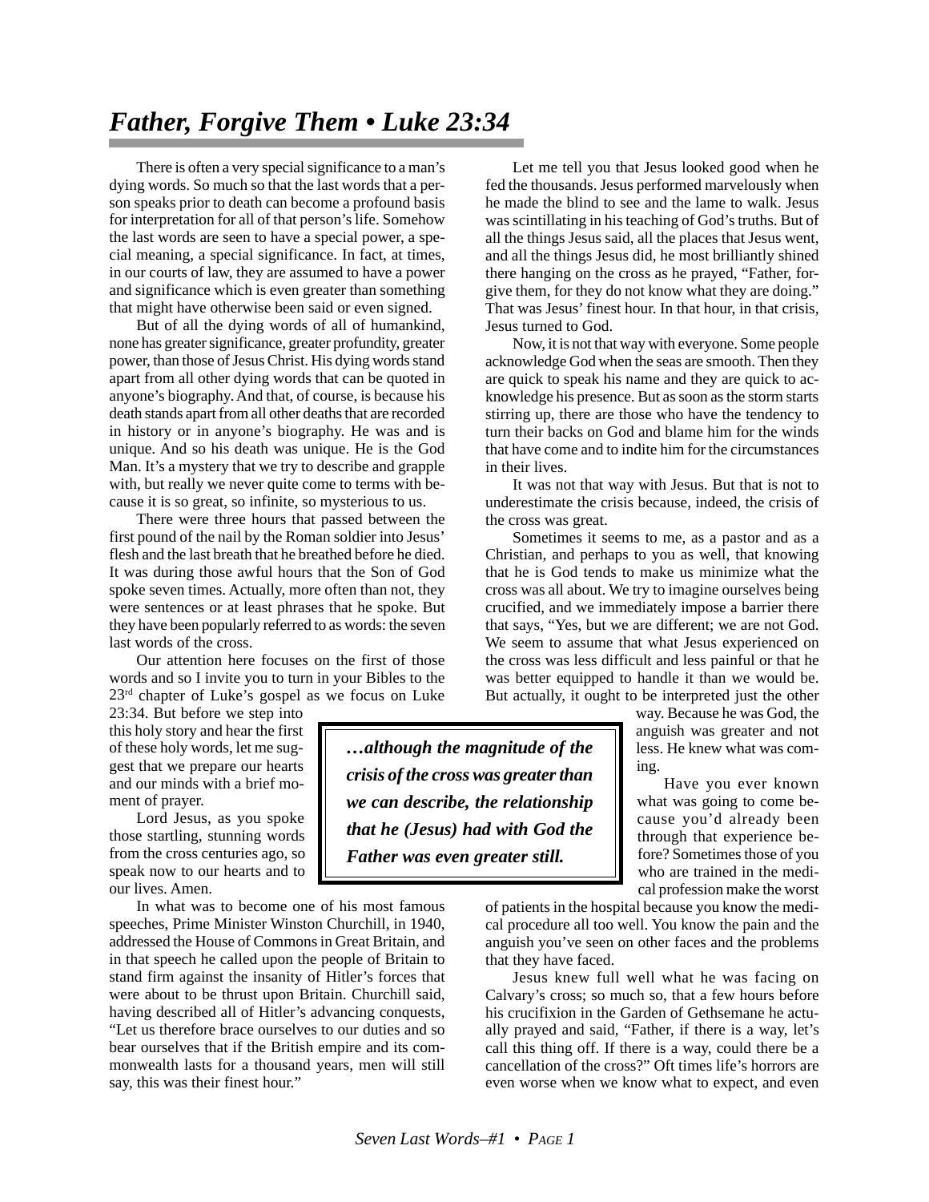# *Father, Forgive Them • Luke 23:34*

There is often a very special significance to a man's dying words. So much so that the last words that a person speaks prior to death can become a profound basis for interpretation for all of that person's life. Somehow the last words are seen to have a special power, a special meaning, a special significance. In fact, at times, in our courts of law, they are assumed to have a power and significance which is even greater than something that might have otherwise been said or even signed.

But of all the dying words of all of humankind, none has greater significance, greater profundity, greater power, than those of Jesus Christ. His dying words stand apart from all other dying words that can be quoted in anyone's biography. And that, of course, is because his death stands apart from all other deaths that are recorded in history or in anyone's biography. He was and is unique. And so his death was unique. He is the God Man. It's a mystery that we try to describe and grapple with, but really we never quite come to terms with because it is so great, so infinite, so mysterious to us.

There were three hours that passed between the first pound of the nail by the Roman soldier into Jesus' flesh and the last breath that he breathed before he died. It was during those awful hours that the Son of God spoke seven times. Actually, more often than not, they were sentences or at least phrases that he spoke. But they have been popularly referred to as words: the seven last words of the cross.

Our attention here focuses on the first of those words and so I invite you to turn in your Bibles to the 23rd chapter of Luke's gospel as we focus on Luke 23:34. But before we step into this holy story and hear the first of these holy words, let me suggest that we prepare our hearts and our minds with a brief moment of prayer.

Lord Jesus, as you spoke those startling, stunning words from the cross centuries ago, so speak now to our hearts and to our lives. Amen.

In what was to become one of his most famous speeches, Prime Minister Winston Churchill, in 1940, addressed the House of Commons in Great Britain, and in that speech he called upon the people of Britain to stand firm against the insanity of Hitler's forces that were about to be thrust upon Britain. Churchill said, having described all of Hitler's advancing conquests, "Let us therefore brace ourselves to our duties and so bear ourselves that if the British empire and its commonwealth lasts for a thousand years, men will still say, this was their finest hour."

Let me tell you that Jesus looked good when he fed the thousands. Jesus performed marvelously when he made the blind to see and the lame to walk. Jesus was scintillating in his teaching of God's truths. But of all the things Jesus said, all the places that Jesus went, and all the things Jesus did, he most brilliantly shined there hanging on the cross as he prayed, "Father, forgive them, for they do not know what they are doing." That was Jesus' finest hour. In that hour, in that crisis, Jesus turned to God.

Now, it is not that way with everyone. Some people acknowledge God when the seas are smooth. Then they are quick to speak his name and they are quick to acknowledge his presence. But as soon as the storm starts stirring up, there are those who have the tendency to turn their backs on God and blame him for the winds that have come and to indite him for the circumstances in their lives.

It was not that way with Jesus. But that is not to underestimate the crisis because, indeed, the crisis of the cross was great.

Sometimes it seems to me, as a pastor and as a Christian, and perhaps to you as well, that knowing that he is God tends to make us minimize what the cross was all about. We try to imagine ourselves being crucified, and we immediately impose a barrier there that says, "Yes, but we are different; we are not God. We seem to assume that what Jesus experienced on the cross was less difficult and less painful or that he was better equipped to handle it than we would be. But actually, it ought to be interpreted just the other way. Because he was God, the anguish was greater and not less. He knew what was coming.

> ***…although the magnitude of the crisis of the cross was greater than we can describe, the relationship that he (Jesus) had with God the Father was even greater still.***

Have you ever known what was going to come because you'd already been through that experience before? Sometimes those of you who are trained in the medical profession make the worst of patients in the hospital because you know the medical procedure all too well. You know the pain and the anguish you've seen on other faces and the problems that they have faced.

Jesus knew full well what he was facing on Calvary's cross; so much so, that a few hours before his crucifixion in the Garden of Gethsemane he actually prayed and said, "Father, if there is a way, let's call this thing off. If there is a way, could there be a cancellation of the cross?" Oft times life's horrors are even worse when we know what to expect, and even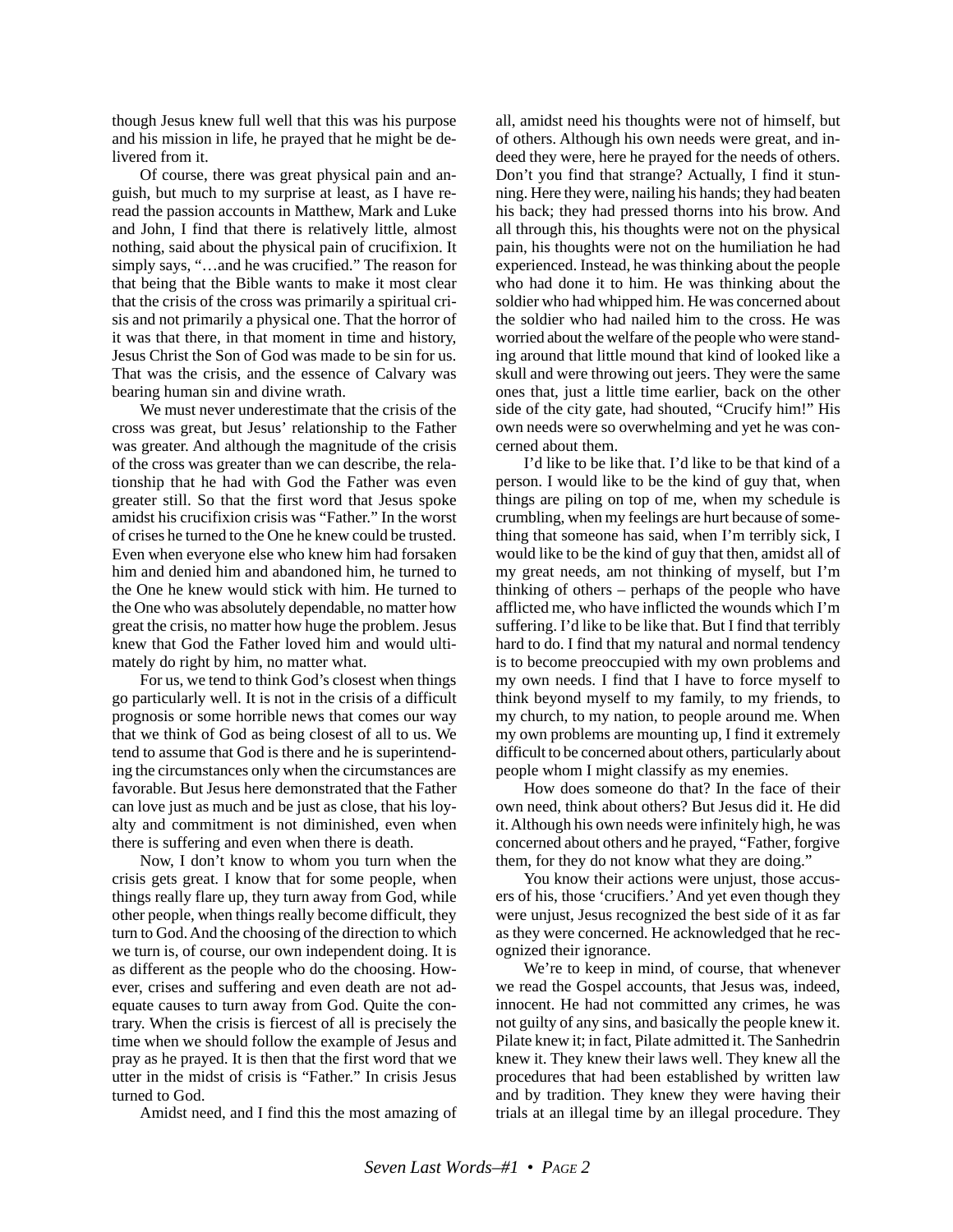though Jesus knew full well that this was his purpose and his mission in life, he prayed that he might be delivered from it.

Of course, there was great physical pain and anguish, but much to my surprise at least, as I have reread the passion accounts in Matthew, Mark and Luke and John, I find that there is relatively little, almost nothing, said about the physical pain of crucifixion. It simply says, "…and he was crucified." The reason for that being that the Bible wants to make it most clear that the crisis of the cross was primarily a spiritual crisis and not primarily a physical one. That the horror of it was that there, in that moment in time and history, Jesus Christ the Son of God was made to be sin for us. That was the crisis, and the essence of Calvary was bearing human sin and divine wrath.

We must never underestimate that the crisis of the cross was great, but Jesus' relationship to the Father was greater. And although the magnitude of the crisis of the cross was greater than we can describe, the relationship that he had with God the Father was even greater still. So that the first word that Jesus spoke amidst his crucifixion crisis was "Father." In the worst of crises he turned to the One he knew could be trusted. Even when everyone else who knew him had forsaken him and denied him and abandoned him, he turned to the One he knew would stick with him. He turned to the One who was absolutely dependable, no matter how great the crisis, no matter how huge the problem. Jesus knew that God the Father loved him and would ultimately do right by him, no matter what.

For us, we tend to think God's closest when things go particularly well. It is not in the crisis of a difficult prognosis or some horrible news that comes our way that we think of God as being closest of all to us. We tend to assume that God is there and he is superintending the circumstances only when the circumstances are favorable. But Jesus here demonstrated that the Father can love just as much and be just as close, that his loyalty and commitment is not diminished, even when there is suffering and even when there is death.

Now, I don't know to whom you turn when the crisis gets great. I know that for some people, when things really flare up, they turn away from God, while other people, when things really become difficult, they turn to God. And the choosing of the direction to which we turn is, of course, our own independent doing. It is as different as the people who do the choosing. However, crises and suffering and even death are not adequate causes to turn away from God. Quite the contrary. When the crisis is fiercest of all is precisely the time when we should follow the example of Jesus and pray as he prayed. It is then that the first word that we utter in the midst of crisis is "Father." In crisis Jesus turned to God.

Amidst need, and I find this the most amazing of all, amidst need his thoughts were not of himself, but of others. Although his own needs were great, and indeed they were, here he prayed for the needs of others. Don't you find that strange? Actually, I find it stunning. Here they were, nailing his hands; they had beaten his back; they had pressed thorns into his brow. And all through this, his thoughts were not on the physical pain, his thoughts were not on the humiliation he had experienced. Instead, he was thinking about the people who had done it to him. He was thinking about the soldier who had whipped him. He was concerned about the soldier who had nailed him to the cross. He was worried about the welfare of the people who were standing around that little mound that kind of looked like a skull and were throwing out jeers. They were the same ones that, just a little time earlier, back on the other side of the city gate, had shouted, "Crucify him!" His own needs were so overwhelming and yet he was concerned about them.

I'd like to be like that. I'd like to be that kind of a person. I would like to be the kind of guy that, when things are piling on top of me, when my schedule is crumbling, when my feelings are hurt because of something that someone has said, when I'm terribly sick, I would like to be the kind of guy that then, amidst all of my great needs, am not thinking of myself, but I'm thinking of others – perhaps of the people who have afflicted me, who have inflicted the wounds which I'm suffering. I'd like to be like that. But I find that terribly hard to do. I find that my natural and normal tendency is to become preoccupied with my own problems and my own needs. I find that I have to force myself to think beyond myself to my family, to my friends, to my church, to my nation, to people around me. When my own problems are mounting up, I find it extremely difficult to be concerned about others, particularly about people whom I might classify as my enemies.

How does someone do that? In the face of their own need, think about others? But Jesus did it. He did it. Although his own needs were infinitely high, he was concerned about others and he prayed, "Father, forgive them, for they do not know what they are doing."

You know their actions were unjust, those accusers of his, those 'crucifiers.' And yet even though they were unjust, Jesus recognized the best side of it as far as they were concerned. He acknowledged that he recognized their ignorance.

We're to keep in mind, of course, that whenever we read the Gospel accounts, that Jesus was, indeed, innocent. He had not committed any crimes, he was not guilty of any sins, and basically the people knew it. Pilate knew it; in fact, Pilate admitted it. The Sanhedrin knew it. They knew their laws well. They knew all the procedures that had been established by written law and by tradition. They knew they were having their trials at an illegal time by an illegal procedure. They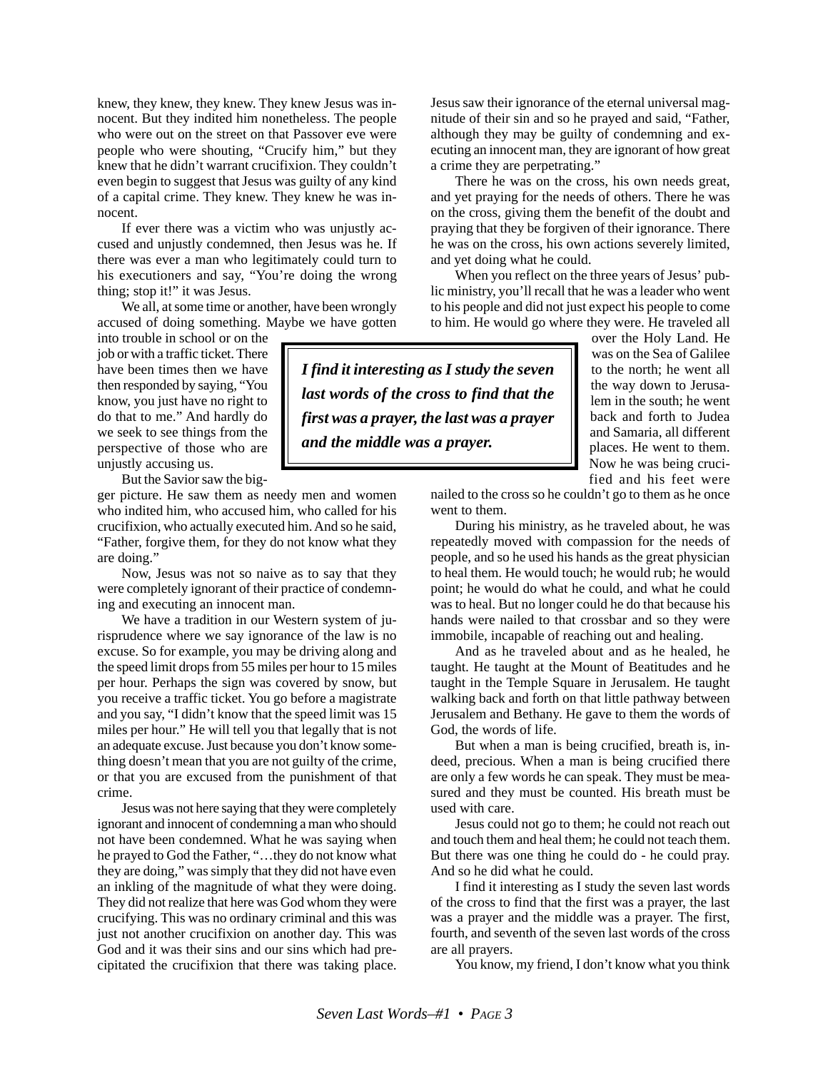knew, they knew, they knew. They knew Jesus was innocent. But they indited him nonetheless. The people who were out on the street on that Passover eve were people who were shouting, "Crucify him," but they knew that he didn't warrant crucifixion. They couldn't even begin to suggest that Jesus was guilty of any kind of a capital crime. They knew. They knew he was innocent.

If ever there was a victim who was unjustly accused and unjustly condemned, then Jesus was he. If there was ever a man who legitimately could turn to his executioners and say, "You're doing the wrong thing; stop it!" it was Jesus.

We all, at some time or another, have been wrongly accused of doing something. Maybe we have gotten into trouble in school or on the job or with a traffic ticket. There have been times then we have then responded by saying, "You know, you just have no right to do that to me." And hardly do we seek to see things from the perspective of those who are unjustly accusing us.

But the Savior saw the bigger picture. He saw them as needy men and women who indited him, who accused him, who called for his crucifixion, who actually executed him. And so he said, "Father, forgive them, for they do not know what they are doing."

Now, Jesus was not so naive as to say that they were completely ignorant of their practice of condemning and executing an innocent man.

We have a tradition in our Western system of jurisprudence where we say ignorance of the law is no excuse. So for example, you may be driving along and the speed limit drops from 55 miles per hour to 15 miles per hour. Perhaps the sign was covered by snow, but you receive a traffic ticket. You go before a magistrate and you say, "I didn't know that the speed limit was 15 miles per hour." He will tell you that legally that is not an adequate excuse. Just because you don't know something doesn't mean that you are not guilty of the crime, or that you are excused from the punishment of that crime.

Jesus was not here saying that they were completely ignorant and innocent of condemning a man who should not have been condemned. What he was saying when he prayed to God the Father, "…they do not know what they are doing," was simply that they did not have even an inkling of the magnitude of what they were doing. They did not realize that here was God whom they were crucifying. This was no ordinary criminal and this was just not another crucifixion on another day. This was God and it was their sins and our sins which had precipitated the crucifixion that there was taking place. Jesus saw their ignorance of the eternal universal magnitude of their sin and so he prayed and said, "Father, although they may be guilty of condemning and executing an innocent man, they are ignorant of how great a crime they are perpetrating."

There he was on the cross, his own needs great, and yet praying for the needs of others. There he was on the cross, giving them the benefit of the doubt and praying that they be forgiven of their ignorance. There he was on the cross, his own actions severely limited, and yet doing what he could.

When you reflect on the three years of Jesus' public ministry, you'll recall that he was a leader who went to his people and did not just expect his people to come to him. He would go where they were. He traveled all over the Holy Land. He was on the Sea of Galilee to the north; he went all the way down to Jerusalem in the south; he went back and forth to Judea and Samaria, all different places. He went to them. Now he was being crucified and his feet were nailed to the cross so he couldn't go to them as he once went to them.

> ***I find it interesting as I study the seven last words of the cross to find that the first was a prayer, the last was a prayer and the middle was a prayer.***

During his ministry, as he traveled about, he was repeatedly moved with compassion for the needs of people, and so he used his hands as the great physician to heal them. He would touch; he would rub; he would point; he would do what he could, and what he could was to heal. But no longer could he do that because his hands were nailed to that crossbar and so they were immobile, incapable of reaching out and healing.

And as he traveled about and as he healed, he taught. He taught at the Mount of Beatitudes and he taught in the Temple Square in Jerusalem. He taught walking back and forth on that little pathway between Jerusalem and Bethany. He gave to them the words of God, the words of life.

But when a man is being crucified, breath is, indeed, precious. When a man is being crucified there are only a few words he can speak. They must be measured and they must be counted. His breath must be used with care.

Jesus could not go to them; he could not reach out and touch them and heal them; he could not teach them. But there was one thing he could do - he could pray. And so he did what he could.

I find it interesting as I study the seven last words of the cross to find that the first was a prayer, the last was a prayer and the middle was a prayer. The first, fourth, and seventh of the seven last words of the cross are all prayers.

You know, my friend, I don't know what you think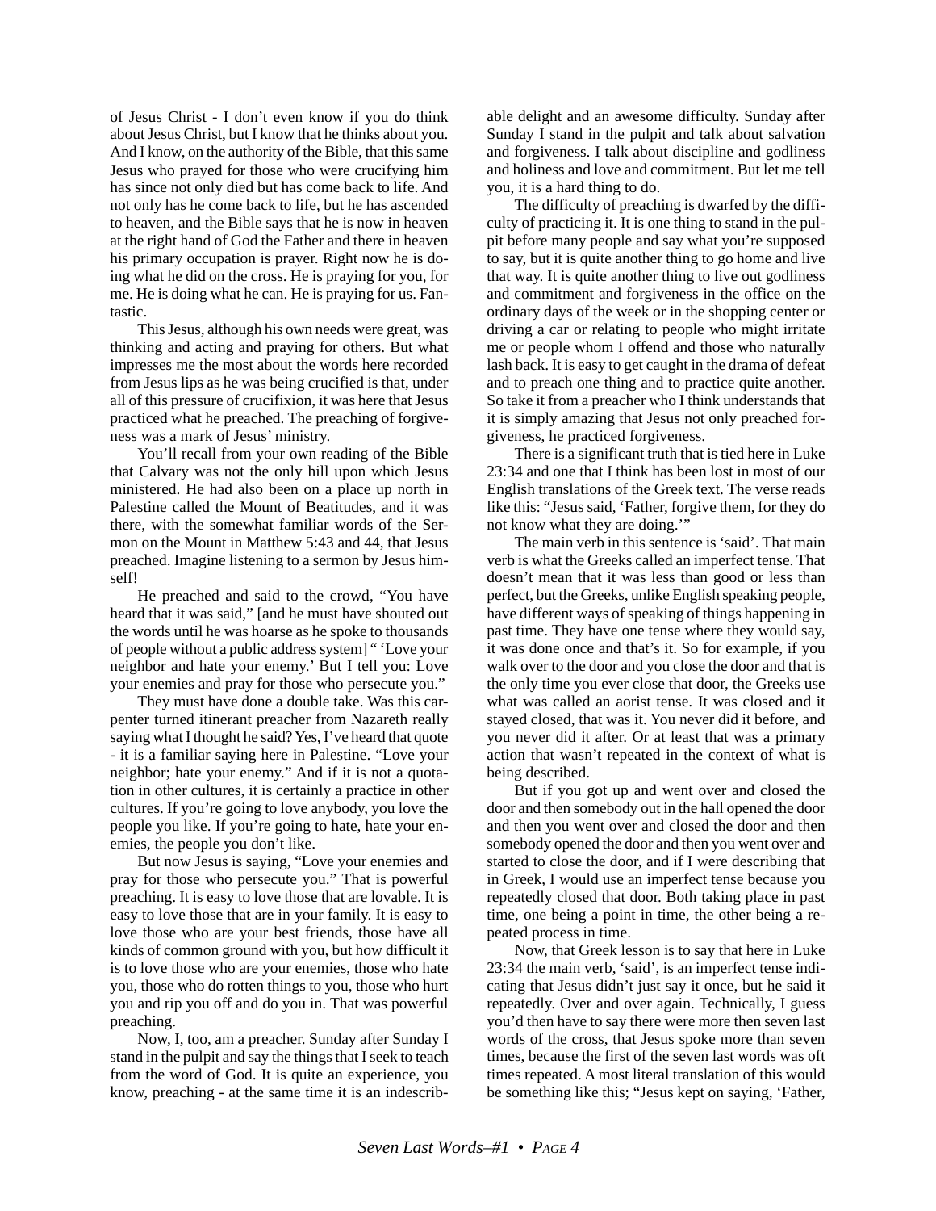of Jesus Christ - I don't even know if you do think about Jesus Christ, but I know that he thinks about you. And I know, on the authority of the Bible, that this same Jesus who prayed for those who were crucifying him has since not only died but has come back to life. And not only has he come back to life, but he has ascended to heaven, and the Bible says that he is now in heaven at the right hand of God the Father and there in heaven his primary occupation is prayer. Right now he is doing what he did on the cross. He is praying for you, for me. He is doing what he can. He is praying for us. Fantastic.

This Jesus, although his own needs were great, was thinking and acting and praying for others. But what impresses me the most about the words here recorded from Jesus lips as he was being crucified is that, under all of this pressure of crucifixion, it was here that Jesus practiced what he preached. The preaching of forgiveness was a mark of Jesus' ministry.

You'll recall from your own reading of the Bible that Calvary was not the only hill upon which Jesus ministered. He had also been on a place up north in Palestine called the Mount of Beatitudes, and it was there, with the somewhat familiar words of the Sermon on the Mount in Matthew 5:43 and 44, that Jesus preached. Imagine listening to a sermon by Jesus himself!

He preached and said to the crowd, "You have heard that it was said," [and he must have shouted out the words until he was hoarse as he spoke to thousands of people without a public address system] " 'Love your neighbor and hate your enemy.' But I tell you: Love your enemies and pray for those who persecute you."

They must have done a double take. Was this carpenter turned itinerant preacher from Nazareth really saying what I thought he said? Yes, I've heard that quote - it is a familiar saying here in Palestine. "Love your neighbor; hate your enemy." And if it is not a quotation in other cultures, it is certainly a practice in other cultures. If you're going to love anybody, you love the people you like. If you're going to hate, hate your enemies, the people you don't like.

But now Jesus is saying, "Love your enemies and pray for those who persecute you." That is powerful preaching. It is easy to love those that are lovable. It is easy to love those that are in your family. It is easy to love those who are your best friends, those have all kinds of common ground with you, but how difficult it is to love those who are your enemies, those who hate you, those who do rotten things to you, those who hurt you and rip you off and do you in. That was powerful preaching.

Now, I, too, am a preacher. Sunday after Sunday I stand in the pulpit and say the things that I seek to teach from the word of God. It is quite an experience, you know, preaching - at the same time it is an indescribable delight and an awesome difficulty. Sunday after Sunday I stand in the pulpit and talk about salvation and forgiveness. I talk about discipline and godliness and holiness and love and commitment. But let me tell you, it is a hard thing to do.

The difficulty of preaching is dwarfed by the difficulty of practicing it. It is one thing to stand in the pulpit before many people and say what you're supposed to say, but it is quite another thing to go home and live that way. It is quite another thing to live out godliness and commitment and forgiveness in the office on the ordinary days of the week or in the shopping center or driving a car or relating to people who might irritate me or people whom I offend and those who naturally lash back. It is easy to get caught in the drama of defeat and to preach one thing and to practice quite another. So take it from a preacher who I think understands that it is simply amazing that Jesus not only preached forgiveness, he practiced forgiveness.

There is a significant truth that is tied here in Luke 23:34 and one that I think has been lost in most of our English translations of the Greek text. The verse reads like this: "Jesus said, 'Father, forgive them, for they do not know what they are doing.'"

The main verb in this sentence is 'said'. That main verb is what the Greeks called an imperfect tense. That doesn't mean that it was less than good or less than perfect, but the Greeks, unlike English speaking people, have different ways of speaking of things happening in past time. They have one tense where they would say, it was done once and that's it. So for example, if you walk over to the door and you close the door and that is the only time you ever close that door, the Greeks use what was called an aorist tense. It was closed and it stayed closed, that was it. You never did it before, and you never did it after. Or at least that was a primary action that wasn't repeated in the context of what is being described.

But if you got up and went over and closed the door and then somebody out in the hall opened the door and then you went over and closed the door and then somebody opened the door and then you went over and started to close the door, and if I were describing that in Greek, I would use an imperfect tense because you repeatedly closed that door. Both taking place in past time, one being a point in time, the other being a repeated process in time.

Now, that Greek lesson is to say that here in Luke 23:34 the main verb, 'said', is an imperfect tense indicating that Jesus didn't just say it once, but he said it repeatedly. Over and over again. Technically, I guess you'd then have to say there were more then seven last words of the cross, that Jesus spoke more than seven times, because the first of the seven last words was oft times repeated. A most literal translation of this would be something like this; "Jesus kept on saying, 'Father,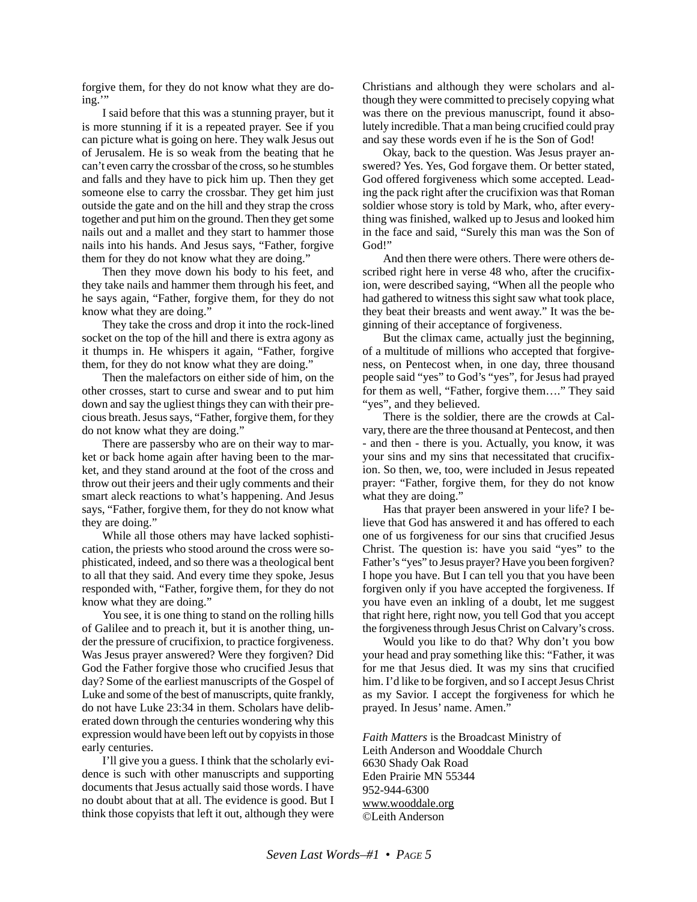forgive them, for they do not know what they are doing.'"

I said before that this was a stunning prayer, but it is more stunning if it is a repeated prayer. See if you can picture what is going on here. They walk Jesus out of Jerusalem. He is so weak from the beating that he can't even carry the crossbar of the cross, so he stumbles and falls and they have to pick him up. Then they get someone else to carry the crossbar. They get him just outside the gate and on the hill and they strap the cross together and put him on the ground. Then they get some nails out and a mallet and they start to hammer those nails into his hands. And Jesus says, "Father, forgive them for they do not know what they are doing."

Then they move down his body to his feet, and they take nails and hammer them through his feet, and he says again, "Father, forgive them, for they do not know what they are doing."

They take the cross and drop it into the rock-lined socket on the top of the hill and there is extra agony as it thumps in. He whispers it again, "Father, forgive them, for they do not know what they are doing."

Then the malefactors on either side of him, on the other crosses, start to curse and swear and to put him down and say the ugliest things they can with their precious breath. Jesus says, "Father, forgive them, for they do not know what they are doing."

There are passersby who are on their way to market or back home again after having been to the market, and they stand around at the foot of the cross and throw out their jeers and their ugly comments and their smart aleck reactions to what's happening. And Jesus says, "Father, forgive them, for they do not know what they are doing."

While all those others may have lacked sophistication, the priests who stood around the cross were sophisticated, indeed, and so there was a theological bent to all that they said. And every time they spoke, Jesus responded with, "Father, forgive them, for they do not know what they are doing."

You see, it is one thing to stand on the rolling hills of Galilee and to preach it, but it is another thing, under the pressure of crucifixion, to practice forgiveness. Was Jesus prayer answered? Were they forgiven? Did God the Father forgive those who crucified Jesus that day? Some of the earliest manuscripts of the Gospel of Luke and some of the best of manuscripts, quite frankly, do not have Luke 23:34 in them. Scholars have deliberated down through the centuries wondering why this expression would have been left out by copyists in those early centuries.

I'll give you a guess. I think that the scholarly evidence is such with other manuscripts and supporting documents that Jesus actually said those words. I have no doubt about that at all. The evidence is good. But I think those copyists that left it out, although they were Christians and although they were scholars and although they were committed to precisely copying what was there on the previous manuscript, found it absolutely incredible. That a man being crucified could pray and say these words even if he is the Son of God!

Okay, back to the question. Was Jesus prayer answered? Yes. Yes, God forgave them. Or better stated, God offered forgiveness which some accepted. Leading the pack right after the crucifixion was that Roman soldier whose story is told by Mark, who, after everything was finished, walked up to Jesus and looked him in the face and said, "Surely this man was the Son of God!"

And then there were others. There were others described right here in verse 48 who, after the crucifixion, were described saying, "When all the people who had gathered to witness this sight saw what took place, they beat their breasts and went away." It was the beginning of their acceptance of forgiveness.

But the climax came, actually just the beginning, of a multitude of millions who accepted that forgiveness, on Pentecost when, in one day, three thousand people said "yes" to God's "yes", for Jesus had prayed for them as well, "Father, forgive them…." They said "yes", and they believed.

There is the soldier, there are the crowds at Calvary, there are the three thousand at Pentecost, and then - and then - there is you. Actually, you know, it was your sins and my sins that necessitated that crucifixion. So then, we, too, were included in Jesus repeated prayer: "Father, forgive them, for they do not know what they are doing."

Has that prayer been answered in your life? I believe that God has answered it and has offered to each one of us forgiveness for our sins that crucified Jesus Christ. The question is: have you said "yes" to the Father's "yes" to Jesus prayer? Have you been forgiven? I hope you have. But I can tell you that you have been forgiven only if you have accepted the forgiveness. If you have even an inkling of a doubt, let me suggest that right here, right now, you tell God that you accept the forgiveness through Jesus Christ on Calvary's cross.

Would you like to do that? Why don't you bow your head and pray something like this: "Father, it was for me that Jesus died. It was my sins that crucified him. I'd like to be forgiven, and so I accept Jesus Christ as my Savior. I accept the forgiveness for which he prayed. In Jesus' name. Amen."

*Faith Matters* is the Broadcast Ministry of
Leith Anderson and Wooddale Church
6630 Shady Oak Road
Eden Prairie MN 55344
952-944-6300
www.wooddale.org
©Leith Anderson